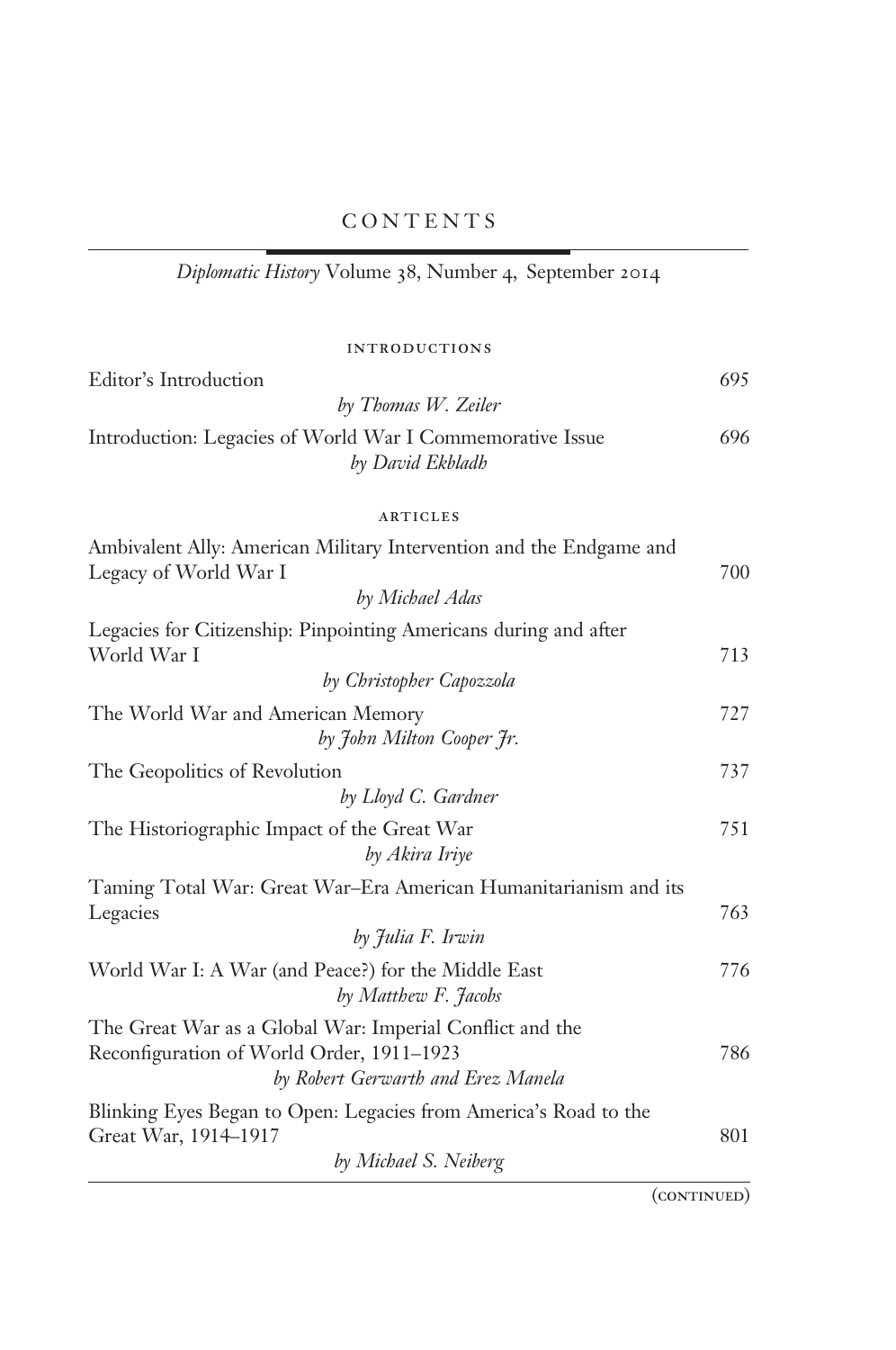# CONTENTS

*Diplomatic History* Volume 38, Number 4, September 2014

## INTRODUCTIONS

| | |
|---|---|
| Editor's Introduction<br>*by Thomas W. Zeiler* | 695 |
| Introduction: Legacies of World War I Commemorative Issue<br>*by David Ekbladh* | 696 |

## ARTICLES

| | |
|---|---|
| Ambivalent Ally: American Military Intervention and the Endgame and Legacy of World War I<br>*by Michael Adas* | 700 |
| Legacies for Citizenship: Pinpointing Americans during and after World War I<br>*by Christopher Capozzola* | 713 |
| The World War and American Memory<br>*by John Milton Cooper Jr.* | 727 |
| The Geopolitics of Revolution<br>*by Lloyd C. Gardner* | 737 |
| The Historiographic Impact of the Great War<br>*by Akira Iriye* | 751 |
| Taming Total War: Great War–Era American Humanitarianism and its Legacies<br>*by Julia F. Irwin* | 763 |
| World War I: A War (and Peace?) for the Middle East<br>*by Matthew F. Jacobs* | 776 |
| The Great War as a Global War: Imperial Conflict and the Reconfiguration of World Order, 1911–1923<br>*by Robert Gerwarth and Erez Manela* | 786 |
| Blinking Eyes Began to Open: Legacies from America's Road to the Great War, 1914–1917<br>*by Michael S. Neiberg* | 801 |

(CONTINUED)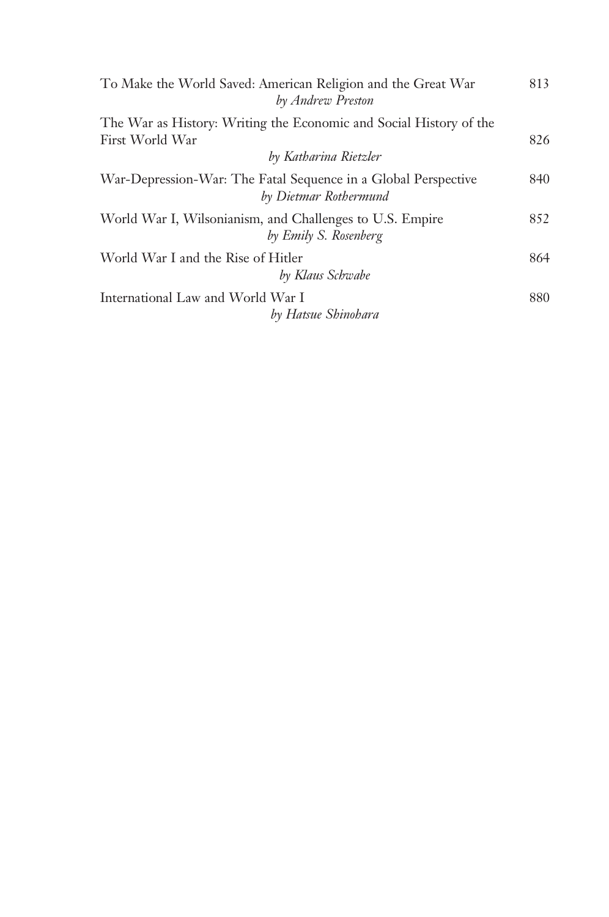To Make the World Saved: American Religion and the Great War 813
*by Andrew Preston*

The War as History: Writing the Economic and Social History of the First World War 826
*by Katharina Rietzler*

War-Depression-War: The Fatal Sequence in a Global Perspective 840
*by Dietmar Rothermund*

World War I, Wilsonianism, and Challenges to U.S. Empire 852
*by Emily S. Rosenberg*

World War I and the Rise of Hitler 864
*by Klaus Schwabe*

International Law and World War I 880
*by Hatsue Shinohara*